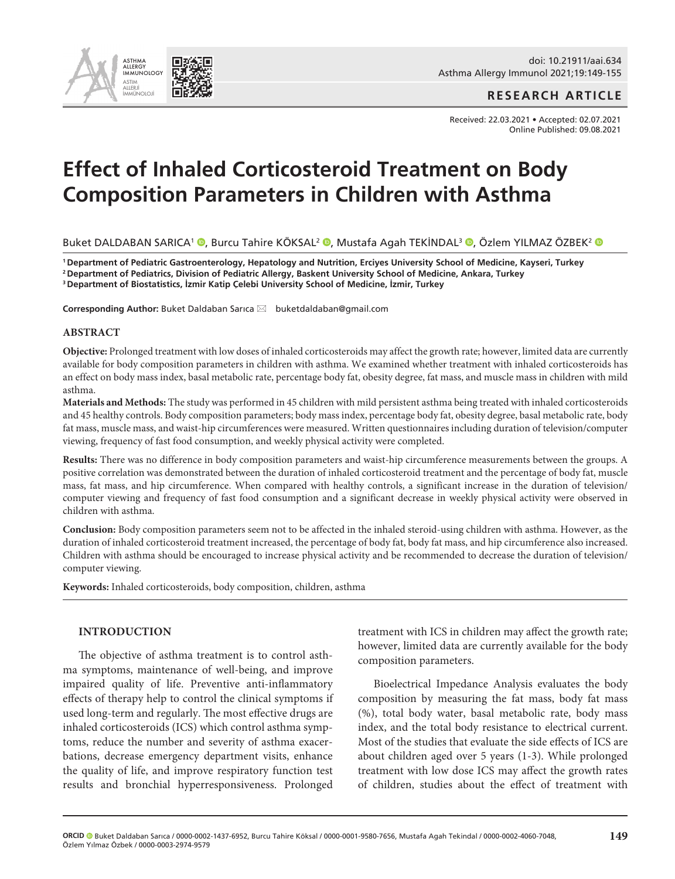**RESEARCH ARTICLE**

Received: 22.03.2021 • Accepted: 02.07.2021
Online Published: 09.08.2021

# Effect of Inhaled Corticosteroid Treatment on Body Composition Parameters in Children with Asthma

Buket DALDABAN SARICA[1], Burcu Tahire KÖKSAL[2], Mustafa Agah TEKİNDAL[3], Özlem YILMAZ ÖZBEK[2]

[1] Department of Pediatric Gastroenterology, Hepatology and Nutrition, Erciyes University School of Medicine, Kayseri, Turkey
[2] Department of Pediatrics, Division of Pediatric Allergy, Baskent University School of Medicine, Ankara, Turkey
[3] Department of Biostatistics, İzmir Katip Çelebi University School of Medicine, İzmir, Turkey

**Corresponding Author:** Buket Daldaban Sarıca ✉ buketdaldaban@gmail.com

## ABSTRACT

**Objective:** Prolonged treatment with low doses of inhaled corticosteroids may affect the growth rate; however, limited data are currently available for body composition parameters in children with asthma. We examined whether treatment with inhaled corticosteroids has an effect on body mass index, basal metabolic rate, percentage body fat, obesity degree, fat mass, and muscle mass in children with mild asthma.

**Materials and Methods:** The study was performed in 45 children with mild persistent asthma being treated with inhaled corticosteroids and 45 healthy controls. Body composition parameters; body mass index, percentage body fat, obesity degree, basal metabolic rate, body fat mass, muscle mass, and waist-hip circumferences were measured. Written questionnaires including duration of television/computer viewing, frequency of fast food consumption, and weekly physical activity were completed.

**Results:** There was no difference in body composition parameters and waist-hip circumference measurements between the groups. A positive correlation was demonstrated between the duration of inhaled corticosteroid treatment and the percentage of body fat, muscle mass, fat mass, and hip circumference. When compared with healthy controls, a significant increase in the duration of television/computer viewing and frequency of fast food consumption and a significant decrease in weekly physical activity were observed in children with asthma.

**Conclusion:** Body composition parameters seem not to be affected in the inhaled steroid-using children with asthma. However, as the duration of inhaled corticosteroid treatment increased, the percentage of body fat, body fat mass, and hip circumference also increased. Children with asthma should be encouraged to increase physical activity and be recommended to decrease the duration of television/computer viewing.

**Keywords:** Inhaled corticosteroids, body composition, children, asthma

## INTRODUCTION

The objective of asthma treatment is to control asthma symptoms, maintenance of well-being, and improve impaired quality of life. Preventive anti-inflammatory effects of therapy help to control the clinical symptoms if used long-term and regularly. The most effective drugs are inhaled corticosteroids (ICS) which control asthma symptoms, reduce the number and severity of asthma exacerbations, decrease emergency department visits, enhance the quality of life, and improve respiratory function test results and bronchial hyperresponsiveness. Prolonged treatment with ICS in children may affect the growth rate; however, limited data are currently available for the body composition parameters.

Bioelectrical Impedance Analysis evaluates the body composition by measuring the fat mass, body fat mass (%), total body water, basal metabolic rate, body mass index, and the total body resistance to electrical current. Most of the studies that evaluate the side effects of ICS are about children aged over 5 years (1-3). While prolonged treatment with low dose ICS may affect the growth rates of children, studies about the effect of treatment with

**ORCID** Buket Daldaban Sarıca / 0000-0002-1437-6952, Burcu Tahire Köksal / 0000-0001-9580-7656, Mustafa Agah Tekindal / 0000-0002-4060-7048, Özlem Yılmaz Özbek / 0000-0003-2974-9579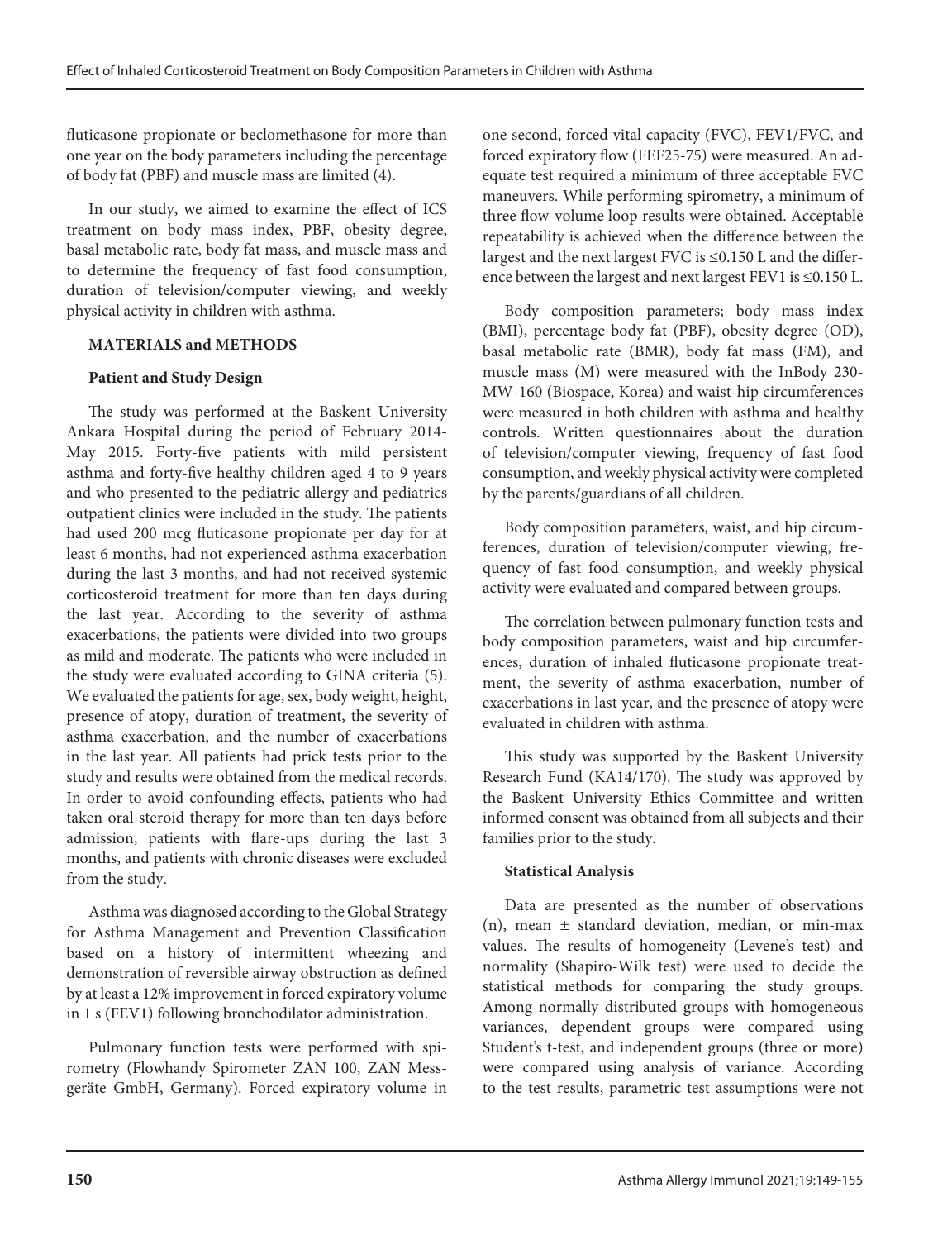fluticasone propionate or beclomethasone for more than one year on the body parameters including the percentage of body fat (PBF) and muscle mass are limited (4).

In our study, we aimed to examine the effect of ICS treatment on body mass index, PBF, obesity degree, basal metabolic rate, body fat mass, and muscle mass and to determine the frequency of fast food consumption, duration of television/computer viewing, and weekly physical activity in children with asthma.

## MATERIALS and METHODS

### Patient and Study Design

The study was performed at the Baskent University Ankara Hospital during the period of February 2014-May 2015. Forty-five patients with mild persistent asthma and forty-five healthy children aged 4 to 9 years and who presented to the pediatric allergy and pediatrics outpatient clinics were included in the study. The patients had used 200 mcg fluticasone propionate per day for at least 6 months, had not experienced asthma exacerbation during the last 3 months, and had not received systemic corticosteroid treatment for more than ten days during the last year. According to the severity of asthma exacerbations, the patients were divided into two groups as mild and moderate. The patients who were included in the study were evaluated according to GINA criteria (5). We evaluated the patients for age, sex, body weight, height, presence of atopy, duration of treatment, the severity of asthma exacerbation, and the number of exacerbations in the last year. All patients had prick tests prior to the study and results were obtained from the medical records. In order to avoid confounding effects, patients who had taken oral steroid therapy for more than ten days before admission, patients with flare-ups during the last 3 months, and patients with chronic diseases were excluded from the study.

Asthma was diagnosed according to the Global Strategy for Asthma Management and Prevention Classification based on a history of intermittent wheezing and demonstration of reversible airway obstruction as defined by at least a 12% improvement in forced expiratory volume in 1 s (FEV1) following bronchodilator administration.

Pulmonary function tests were performed with spirometry (Flowhandy Spirometer ZAN 100, ZAN Messgeräte GmbH, Germany). Forced expiratory volume in one second, forced vital capacity (FVC), FEV1/FVC, and forced expiratory flow (FEF25-75) were measured. An adequate test required a minimum of three acceptable FVC maneuvers. While performing spirometry, a minimum of three flow-volume loop results were obtained. Acceptable repeatability is achieved when the difference between the largest and the next largest FVC is $\leq$0.150 L and the difference between the largest and next largest FEV1 is $\leq$0.150 L.

Body composition parameters; body mass index (BMI), percentage body fat (PBF), obesity degree (OD), basal metabolic rate (BMR), body fat mass (FM), and muscle mass (M) were measured with the InBody 230-MW-160 (Biospace, Korea) and waist-hip circumferences were measured in both children with asthma and healthy controls. Written questionnaires about the duration of television/computer viewing, frequency of fast food consumption, and weekly physical activity were completed by the parents/guardians of all children.

Body composition parameters, waist, and hip circumferences, duration of television/computer viewing, frequency of fast food consumption, and weekly physical activity were evaluated and compared between groups.

The correlation between pulmonary function tests and body composition parameters, waist and hip circumferences, duration of inhaled fluticasone propionate treatment, the severity of asthma exacerbation, number of exacerbations in last year, and the presence of atopy were evaluated in children with asthma.

This study was supported by the Baskent University Research Fund (KA14/170). The study was approved by the Baskent University Ethics Committee and written informed consent was obtained from all subjects and their families prior to the study.

### Statistical Analysis

Data are presented as the number of observations (n), mean ± standard deviation, median, or min-max values. The results of homogeneity (Levene's test) and normality (Shapiro-Wilk test) were used to decide the statistical methods for comparing the study groups. Among normally distributed groups with homogeneous variances, dependent groups were compared using Student's t-test, and independent groups (three or more) were compared using analysis of variance. According to the test results, parametric test assumptions were not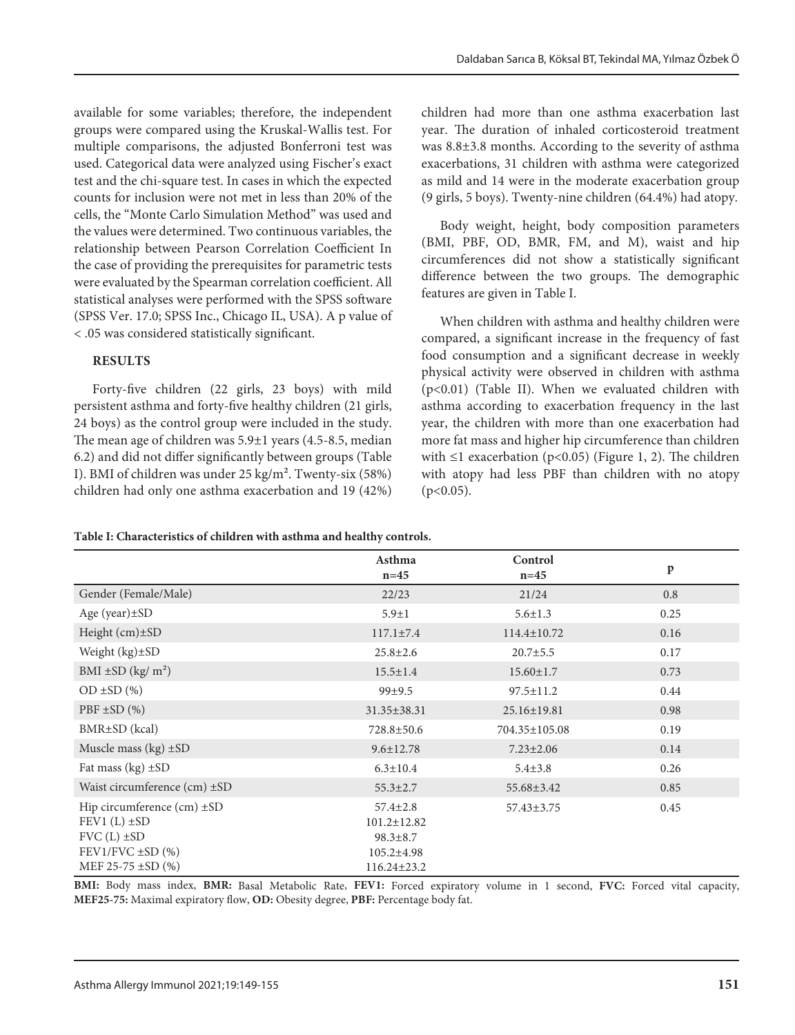available for some variables; therefore, the independent groups were compared using the Kruskal-Wallis test. For multiple comparisons, the adjusted Bonferroni test was used. Categorical data were analyzed using Fischer's exact test and the chi-square test. In cases in which the expected counts for inclusion were not met in less than 20% of the cells, the "Monte Carlo Simulation Method" was used and the values were determined. Two continuous variables, the relationship between Pearson Correlation Coefficient In the case of providing the prerequisites for parametric tests were evaluated by the Spearman correlation coefficient. All statistical analyses were performed with the SPSS software (SPSS Ver. 17.0; SPSS Inc., Chicago IL, USA). A p value of < .05 was considered statistically significant.

## RESULTS

Forty-five children (22 girls, 23 boys) with mild persistent asthma and forty-five healthy children (21 girls, 24 boys) as the control group were included in the study. The mean age of children was 5.9±1 years (4.5-8.5, median 6.2) and did not differ significantly between groups (Table I). BMI of children was under 25 kg/m². Twenty-six (58%) children had only one asthma exacerbation and 19 (42%) children had more than one asthma exacerbation last year. The duration of inhaled corticosteroid treatment was 8.8±3.8 months. According to the severity of asthma exacerbations, 31 children with asthma were categorized as mild and 14 were in the moderate exacerbation group (9 girls, 5 boys). Twenty-nine children (64.4%) had atopy.

Body weight, height, body composition parameters (BMI, PBF, OD, BMR, FM, and M), waist and hip circumferences did not show a statistically significant difference between the two groups. The demographic features are given in Table I.

When children with asthma and healthy children were compared, a significant increase in the frequency of fast food consumption and a significant decrease in weekly physical activity were observed in children with asthma ($p<0.01$) (Table II). When we evaluated children with asthma according to exacerbation frequency in the last year, the children with more than one exacerbation had more fat mass and higher hip circumference than children with ≤1 exacerbation ($p<0.05$) (Figure 1, 2). The children with atopy had less PBF than children with no atopy ($p<0.05$).

**Table I: Characteristics of children with asthma and healthy controls.**

| | Asthma n=45 | Control n=45 | p |
|---|---|---|---|
| Gender (Female/Male) | 22/23 | 21/24 | 0.8 |
| Age (year)±SD | 5.9±1 | 5.6±1.3 | 0.25 |
| Height (cm)±SD | 117.1±7.4 | 114.4±10.72 | 0.16 |
| Weight (kg)±SD | 25.8±2.6 | 20.7±5.5 | 0.17 |
| BMI ±SD (kg/ m²) | 15.5±1.4 | 15.60±1.7 | 0.73 |
| OD ±SD (%) | 99±9.5 | 97.5±11.2 | 0.44 |
| PBF ±SD (%) | 31.35±38.31 | 25.16±19.81 | 0.98 |
| BMR±SD (kcal) | 728.8±50.6 | 704.35±105.08 | 0.19 |
| Muscle mass (kg) ±SD | 9.6±12.78 | 7.23±2.06 | 0.14 |
| Fat mass (kg) ±SD | 6.3±10.4 | 5.4±3.8 | 0.26 |
| Waist circumference (cm) ±SD | 55.3±2.7 | 55.68±3.42 | 0.85 |
| Hip circumference (cm) ±SD | 57.4±2.8 | 57.43±3.75 | 0.45 |
| FEV1 (L) ±SD | 101.2±12.82 | | |
| FVC (L) ±SD | 98.3±8.7 | | |
| FEV1/FVC ±SD (%) | 105.2±4.98 | | |
| MEF 25-75 ±SD (%) | 116.24±23.2 | | |

**BMI:** Body mass index, **BMR:** Basal Metabolic Rate, **FEV1:** Forced expiratory volume in 1 second, **FVC:** Forced vital capacity, **MEF25-75:** Maximal expiratory flow, **OD:** Obesity degree, **PBF:** Percentage body fat.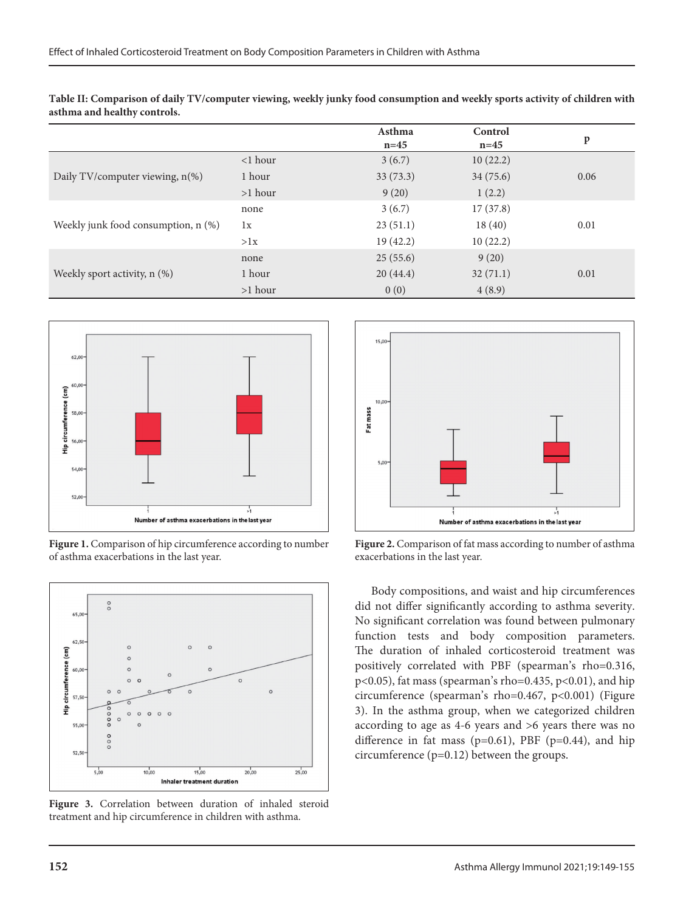**Table II: Comparison of daily TV/computer viewing, weekly junky food consumption and weekly sports activity of children with asthma and healthy controls.**

| | | Asthma n=45 | Control n=45 | p |
|---|---|---|---|---|
| Daily TV/computer viewing, n(%) | <1 hour | 3 (6.7) | 10 (22.2) | 0.06 |
| | 1 hour | 33 (73.3) | 34 (75.6) | |
| | >1 hour | 9 (20) | 1 (2.2) | |
| Weekly junk food consumption, n (%) | none | 3 (6.7) | 17 (37.8) | 0.01 |
| | 1x | 23 (51.1) | 18 (40) | |
| | >1x | 19 (42.2) | 10 (22.2) | |
| Weekly sport activity, n (%) | none | 25 (55.6) | 9 (20) | 0.01 |
| | 1 hour | 20 (44.4) | 32 (71.1) | |
| | >1 hour | 0 (0) | 4 (8.9) | |

**Figure 1.** Comparison of hip circumference according to number of asthma exacerbations in the last year.

**Figure 2.** Comparison of fat mass according to number of asthma exacerbations in the last year.

**Figure 3.** Correlation between duration of inhaled steroid treatment and hip circumference in children with asthma.

Body compositions, and waist and hip circumferences did not differ significantly according to asthma severity. No significant correlation was found between pulmonary function tests and body composition parameters. The duration of inhaled corticosteroid treatment was positively correlated with PBF (spearman's rho=0.316, $p<0.05$), fat mass (spearman's rho=0.435, $p<0.01$), and hip circumference (spearman's rho=0.467, $p<0.001$) (Figure 3). In the asthma group, when we categorized children according to age as 4-6 years and >6 years there was no difference in fat mass ($p=0.61$), PBF ($p=0.44$), and hip circumference ($p=0.12$) between the groups.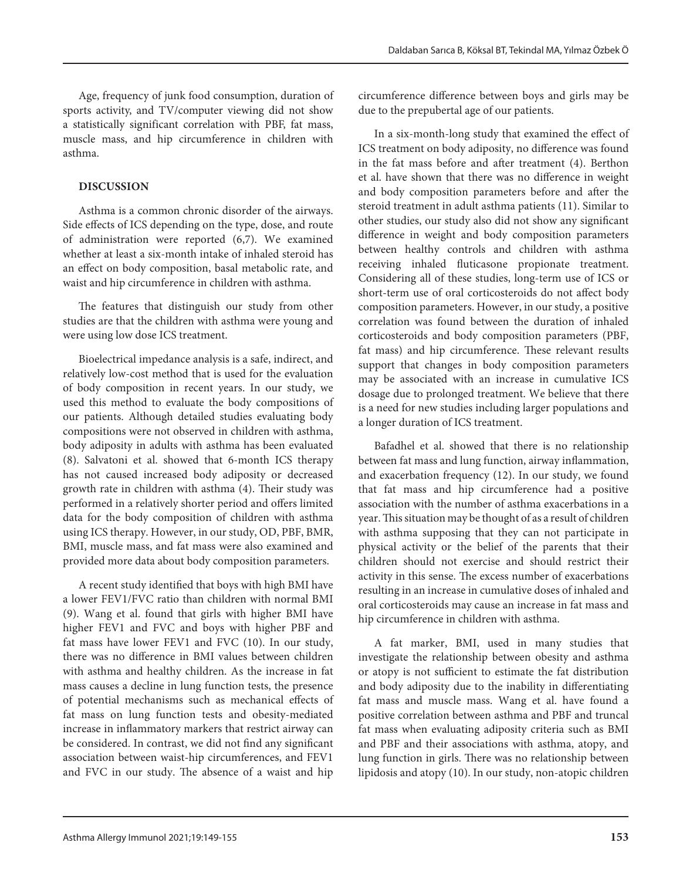Age, frequency of junk food consumption, duration of sports activity, and TV/computer viewing did not show a statistically significant correlation with PBF, fat mass, muscle mass, and hip circumference in children with asthma.

## DISCUSSION

Asthma is a common chronic disorder of the airways. Side effects of ICS depending on the type, dose, and route of administration were reported (6,7). We examined whether at least a six-month intake of inhaled steroid has an effect on body composition, basal metabolic rate, and waist and hip circumference in children with asthma.

The features that distinguish our study from other studies are that the children with asthma were young and were using low dose ICS treatment.

Bioelectrical impedance analysis is a safe, indirect, and relatively low-cost method that is used for the evaluation of body composition in recent years. In our study, we used this method to evaluate the body compositions of our patients. Although detailed studies evaluating body compositions were not observed in children with asthma, body adiposity in adults with asthma has been evaluated (8). Salvatoni et al. showed that 6-month ICS therapy has not caused increased body adiposity or decreased growth rate in children with asthma (4). Their study was performed in a relatively shorter period and offers limited data for the body composition of children with asthma using ICS therapy. However, in our study, OD, PBF, BMR, BMI, muscle mass, and fat mass were also examined and provided more data about body composition parameters.

A recent study identified that boys with high BMI have a lower FEV1/FVC ratio than children with normal BMI (9). Wang et al. found that girls with higher BMI have higher FEV1 and FVC and boys with higher PBF and fat mass have lower FEV1 and FVC (10). In our study, there was no difference in BMI values between children with asthma and healthy children. As the increase in fat mass causes a decline in lung function tests, the presence of potential mechanisms such as mechanical effects of fat mass on lung function tests and obesity-mediated increase in inflammatory markers that restrict airway can be considered. In contrast, we did not find any significant association between waist-hip circumferences, and FEV1 and FVC in our study. The absence of a waist and hip circumference difference between boys and girls may be due to the prepubertal age of our patients.

In a six-month-long study that examined the effect of ICS treatment on body adiposity, no difference was found in the fat mass before and after treatment (4). Berthon et al. have shown that there was no difference in weight and body composition parameters before and after the steroid treatment in adult asthma patients (11). Similar to other studies, our study also did not show any significant difference in weight and body composition parameters between healthy controls and children with asthma receiving inhaled fluticasone propionate treatment. Considering all of these studies, long-term use of ICS or short-term use of oral corticosteroids do not affect body composition parameters. However, in our study, a positive correlation was found between the duration of inhaled corticosteroids and body composition parameters (PBF, fat mass) and hip circumference. These relevant results support that changes in body composition parameters may be associated with an increase in cumulative ICS dosage due to prolonged treatment. We believe that there is a need for new studies including larger populations and a longer duration of ICS treatment.

Bafadhel et al. showed that there is no relationship between fat mass and lung function, airway inflammation, and exacerbation frequency (12). In our study, we found that fat mass and hip circumference had a positive association with the number of asthma exacerbations in a year. This situation may be thought of as a result of children with asthma supposing that they can not participate in physical activity or the belief of the parents that their children should not exercise and should restrict their activity in this sense. The excess number of exacerbations resulting in an increase in cumulative doses of inhaled and oral corticosteroids may cause an increase in fat mass and hip circumference in children with asthma.

A fat marker, BMI, used in many studies that investigate the relationship between obesity and asthma or atopy is not sufficient to estimate the fat distribution and body adiposity due to the inability in differentiating fat mass and muscle mass. Wang et al. have found a positive correlation between asthma and PBF and truncal fat mass when evaluating adiposity criteria such as BMI and PBF and their associations with asthma, atopy, and lung function in girls. There was no relationship between lipidosis and atopy (10). In our study, non-atopic children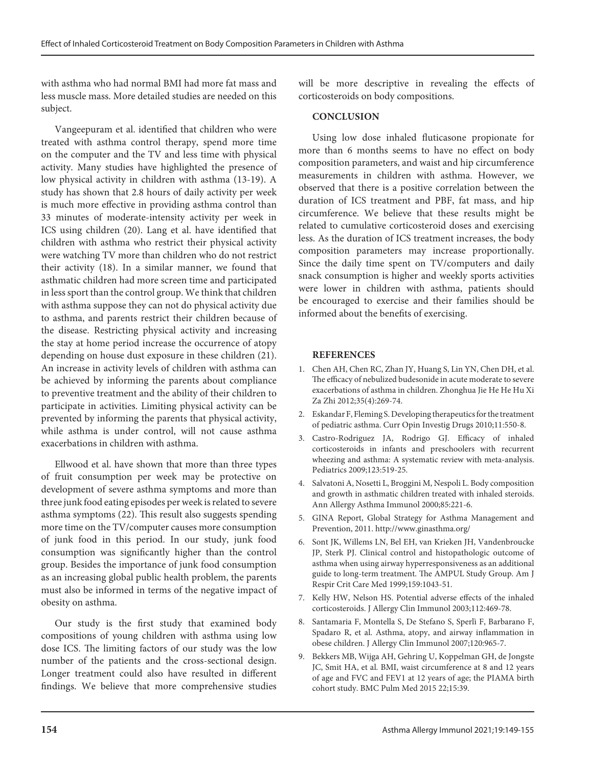with asthma who had normal BMI had more fat mass and less muscle mass. More detailed studies are needed on this subject.

Vangeepuram et al. identified that children who were treated with asthma control therapy, spend more time on the computer and the TV and less time with physical activity. Many studies have highlighted the presence of low physical activity in children with asthma (13-19). A study has shown that 2.8 hours of daily activity per week is much more effective in providing asthma control than 33 minutes of moderate-intensity activity per week in ICS using children (20). Lang et al. have identified that children with asthma who restrict their physical activity were watching TV more than children who do not restrict their activity (18). In a similar manner, we found that asthmatic children had more screen time and participated in less sport than the control group. We think that children with asthma suppose they can not do physical activity due to asthma, and parents restrict their children because of the disease. Restricting physical activity and increasing the stay at home period increase the occurrence of atopy depending on house dust exposure in these children (21). An increase in activity levels of children with asthma can be achieved by informing the parents about compliance to preventive treatment and the ability of their children to participate in activities. Limiting physical activity can be prevented by informing the parents that physical activity, while asthma is under control, will not cause asthma exacerbations in children with asthma.

Ellwood et al. have shown that more than three types of fruit consumption per week may be protective on development of severe asthma symptoms and more than three junk food eating episodes per week is related to severe asthma symptoms (22). This result also suggests spending more time on the TV/computer causes more consumption of junk food in this period. In our study, junk food consumption was significantly higher than the control group. Besides the importance of junk food consumption as an increasing global public health problem, the parents must also be informed in terms of the negative impact of obesity on asthma.

Our study is the first study that examined body compositions of young children with asthma using low dose ICS. The limiting factors of our study was the low number of the patients and the cross-sectional design. Longer treatment could also have resulted in different findings. We believe that more comprehensive studies will be more descriptive in revealing the effects of corticosteroids on body compositions.

## CONCLUSION

Using low dose inhaled fluticasone propionate for more than 6 months seems to have no effect on body composition parameters, and waist and hip circumference measurements in children with asthma. However, we observed that there is a positive correlation between the duration of ICS treatment and PBF, fat mass, and hip circumference. We believe that these results might be related to cumulative corticosteroid doses and exercising less. As the duration of ICS treatment increases, the body composition parameters may increase proportionally. Since the daily time spent on TV/computers and daily snack consumption is higher and weekly sports activities were lower in children with asthma, patients should be encouraged to exercise and their families should be informed about the benefits of exercising.

## REFERENCES

1. Chen AH, Chen RC, Zhan JY, Huang S, Lin YN, Chen DH, et al. The efficacy of nebulized budesonide in acute moderate to severe exacerbations of asthma in children. Zhonghua Jie He He Hu Xi Za Zhi 2012;35(4):269-74.
2. Eskandar F, Fleming S. Developing therapeutics for the treatment of pediatric asthma. Curr Opin Investig Drugs 2010;11:550-8.
3. Castro-Rodriguez JA, Rodrigo GJ. Efficacy of inhaled corticosteroids in infants and preschoolers with recurrent wheezing and asthma: A systematic review with meta-analysis. Pediatrics 2009;123:519-25.
4. Salvatoni A, Nosetti L, Broggini M, Nespoli L. Body composition and growth in asthmatic children treated with inhaled steroids. Ann Allergy Asthma Immunol 2000;85:221-6.
5. GINA Report, Global Strategy for Asthma Management and Prevention, 2011. http://www.ginasthma.org/
6. Sont JK, Willems LN, Bel EH, van Krieken JH, Vandenbroucke JP, Sterk PJ. Clinical control and histopathologic outcome of asthma when using airway hyperresponsiveness as an additional guide to long-term treatment. The AMPUL Study Group. Am J Respir Crit Care Med 1999;159:1043-51.
7. Kelly HW, Nelson HS. Potential adverse effects of the inhaled corticosteroids. J Allergy Clin Immunol 2003;112:469-78.
8. Santamaria F, Montella S, De Stefano S, Sperlì F, Barbarano F, Spadaro R, et al. Asthma, atopy, and airway inflammation in obese children. J Allergy Clin Immunol 2007;120:965-7.
9. Bekkers MB, Wijga AH, Gehring U, Koppelman GH, de Jongste JC, Smit HA, et al. BMI, waist circumference at 8 and 12 years of age and FVC and FEV1 at 12 years of age; the PIAMA birth cohort study. BMC Pulm Med 2015 22;15:39.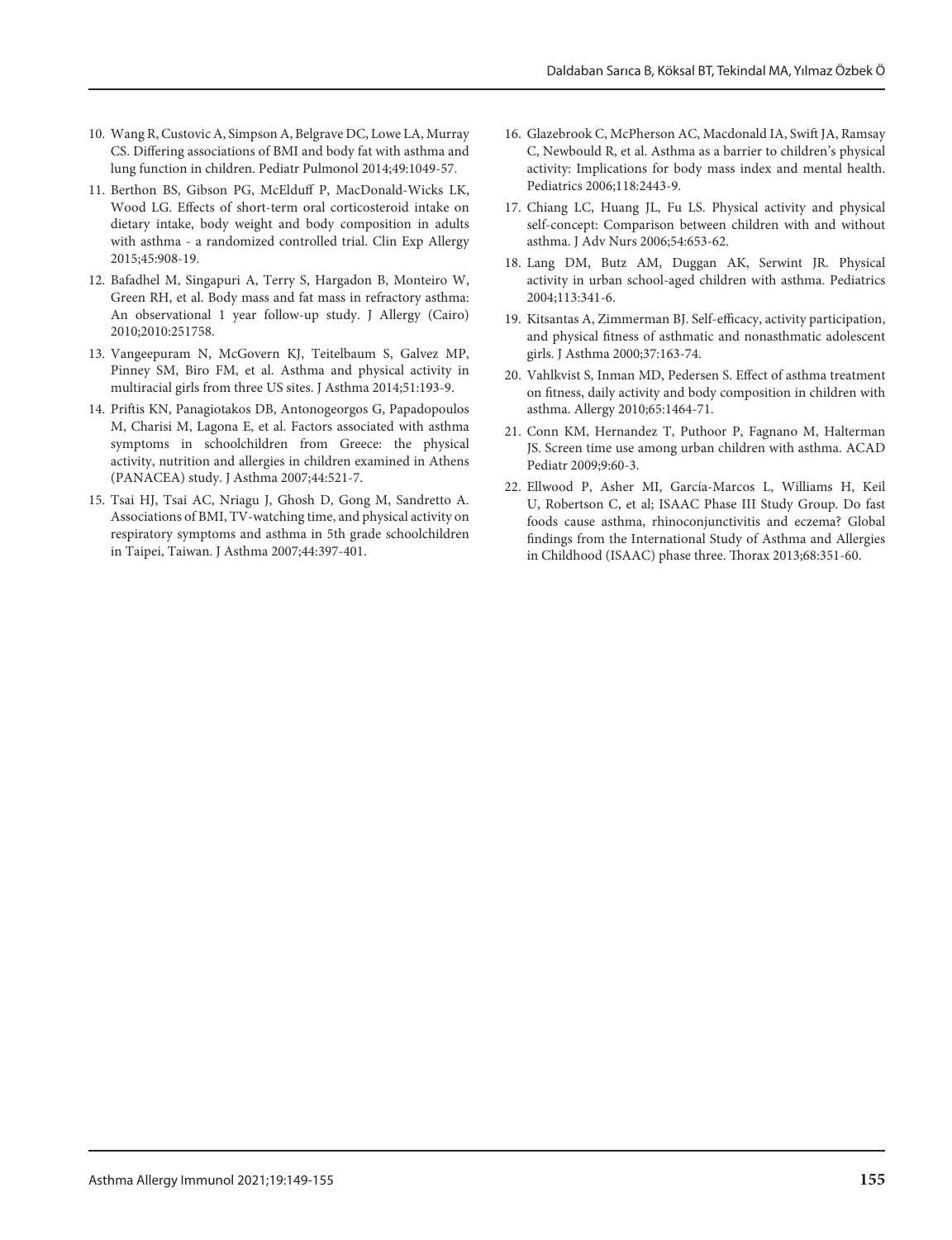10. Wang R, Custovic A, Simpson A, Belgrave DC, Lowe LA, Murray CS. Differing associations of BMI and body fat with asthma and lung function in children. Pediatr Pulmonol 2014;49:1049-57.
11. Berthon BS, Gibson PG, McElduff P, MacDonald-Wicks LK, Wood LG. Effects of short-term oral corticosteroid intake on dietary intake, body weight and body composition in adults with asthma - a randomized controlled trial. Clin Exp Allergy 2015;45:908-19.
12. Bafadhel M, Singapuri A, Terry S, Hargadon B, Monteiro W, Green RH, et al. Body mass and fat mass in refractory asthma: An observational 1 year follow-up study. J Allergy (Cairo) 2010;2010:251758.
13. Vangeepuram N, McGovern KJ, Teitelbaum S, Galvez MP, Pinney SM, Biro FM, et al. Asthma and physical activity in multiracial girls from three US sites. J Asthma 2014;51:193-9.
14. Priftis KN, Panagiotakos DB, Antonogeorgos G, Papadopoulos M, Charisi M, Lagona E, et al. Factors associated with asthma symptoms in schoolchildren from Greece: the physical activity, nutrition and allergies in children examined in Athens (PANACEA) study. J Asthma 2007;44:521-7.
15. Tsai HJ, Tsai AC, Nriagu J, Ghosh D, Gong M, Sandretto A. Associations of BMI, TV-watching time, and physical activity on respiratory symptoms and asthma in 5th grade schoolchildren in Taipei, Taiwan. J Asthma 2007;44:397-401.
16. Glazebrook C, McPherson AC, Macdonald IA, Swift JA, Ramsay C, Newbould R, et al. Asthma as a barrier to children's physical activity: Implications for body mass index and mental health. Pediatrics 2006;118:2443-9.
17. Chiang LC, Huang JL, Fu LS. Physical activity and physical self-concept: Comparison between children with and without asthma. J Adv Nurs 2006;54:653-62.
18. Lang DM, Butz AM, Duggan AK, Serwint JR. Physical activity in urban school-aged children with asthma. Pediatrics 2004;113:341-6.
19. Kitsantas A, Zimmerman BJ. Self-efficacy, activity participation, and physical fitness of asthmatic and nonasthmatic adolescent girls. J Asthma 2000;37:163-74.
20. Vahlkvist S, Inman MD, Pedersen S. Effect of asthma treatment on fitness, daily activity and body composition in children with asthma. Allergy 2010;65:1464-71.
21. Conn KM, Hernandez T, Puthoor P, Fagnano M, Halterman JS. Screen time use among urban children with asthma. ACAD Pediatr 2009;9:60-3.
22. Ellwood P, Asher MI, García-Marcos L, Williams H, Keil U, Robertson C, et al; ISAAC Phase III Study Group. Do fast foods cause asthma, rhinoconjunctivitis and eczema? Global findings from the International Study of Asthma and Allergies in Childhood (ISAAC) phase three. Thorax 2013;68:351-60.